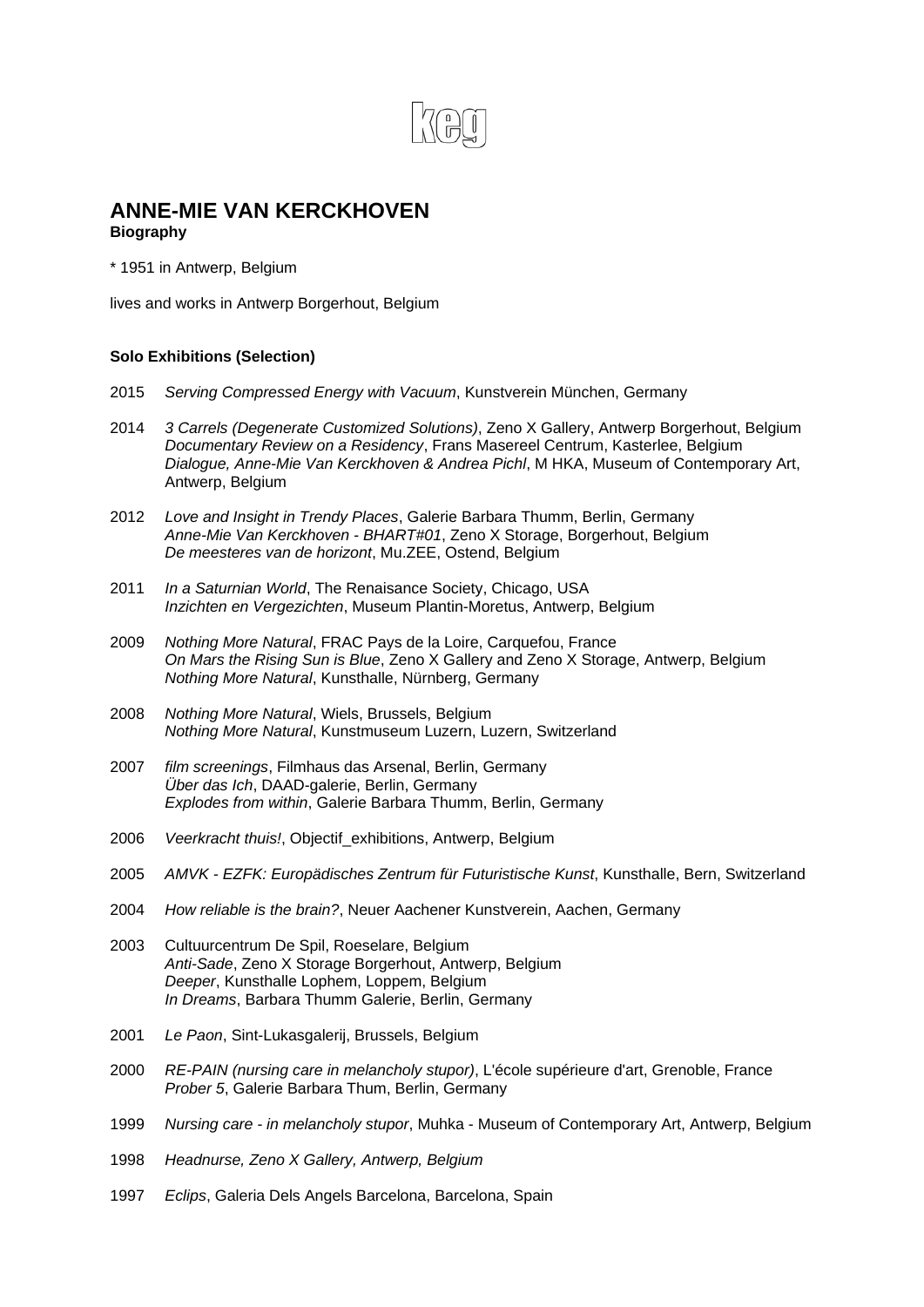keg

# ANNE-MIE VAN KERCKHOVEN

**Biography**

* 1951 in Antwerp, Belgium

lives and works in Antwerp Borgerhout, Belgium

### Solo Exhibitions (Selection)

2015 *Serving Compressed Energy with Vacuum*, Kunstverein München, Germany

2014 *3 Carrels (Degenerate Customized Solutions)*, Zeno X Gallery, Antwerp Borgerhout, Belgium
*Documentary Review on a Residency*, Frans Masereel Centrum, Kasterlee, Belgium
*Dialogue, Anne-Mie Van Kerckhoven & Andrea Pichl*, M HKA, Museum of Contemporary Art, Antwerp, Belgium

2012 *Love and Insight in Trendy Places*, Galerie Barbara Thumm, Berlin, Germany
*Anne-Mie Van Kerckhoven - BHART#01*, Zeno X Storage, Borgerhout, Belgium
*De meesteres van de horizont*, Mu.ZEE, Ostend, Belgium

2011 *In a Saturnian World*, The Renaisance Society, Chicago, USA
*Inzichten en Vergezichten*, Museum Plantin-Moretus, Antwerp, Belgium

2009 *Nothing More Natural*, FRAC Pays de la Loire, Carquefou, France
*On Mars the Rising Sun is Blue*, Zeno X Gallery and Zeno X Storage, Antwerp, Belgium
*Nothing More Natural*, Kunsthalle, Nürnberg, Germany

2008 *Nothing More Natural*, Wiels, Brussels, Belgium
*Nothing More Natural*, Kunstmuseum Luzern, Luzern, Switzerland

2007 *film screenings*, Filmhaus das Arsenal, Berlin, Germany
*Über das Ich*, DAAD-galerie, Berlin, Germany
*Explodes from within*, Galerie Barbara Thumm, Berlin, Germany

2006 *Veerkracht thuis!*, Objectif_exhibitions, Antwerp, Belgium

2005 *AMVK - EZFK: Europädisches Zentrum für Futuristische Kunst*, Kunsthalle, Bern, Switzerland

2004 *How reliable is the brain?*, Neuer Aachener Kunstverein, Aachen, Germany

2003 Cultuurcentrum De Spil, Roeselare, Belgium
*Anti-Sade*, Zeno X Storage Borgerhout, Antwerp, Belgium
*Deeper*, Kunsthalle Lophem, Loppem, Belgium
*In Dreams*, Barbara Thumm Galerie, Berlin, Germany

2001 *Le Paon*, Sint-Lukasgalerij, Brussels, Belgium

2000 *RE-PAIN (nursing care in melancholy stupor)*, L'école supérieure d'art, Grenoble, France
*Prober 5*, Galerie Barbara Thum, Berlin, Germany

1999 *Nursing care - in melancholy stupor*, Muhka - Museum of Contemporary Art, Antwerp, Belgium

1998 *Headnurse, Zeno X Gallery, Antwerp, Belgium*

1997 *Eclips*, Galeria Dels Angels Barcelona, Barcelona, Spain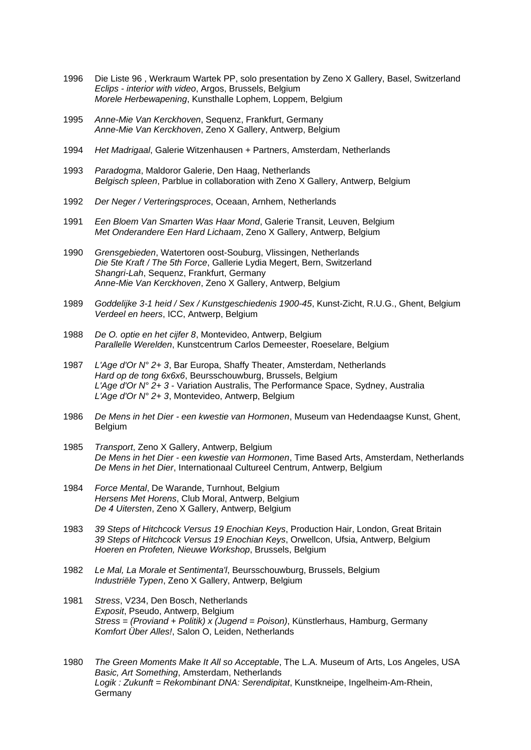1996 Die Liste 96 , Werkraum Wartek PP, solo presentation by Zeno X Gallery, Basel, Switzerland
*Eclips - interior with video*, Argos, Brussels, Belgium
*Morele Herbewapening*, Kunsthalle Lophem, Loppem, Belgium

1995 *Anne-Mie Van Kerckhoven*, Sequenz, Frankfurt, Germany
*Anne-Mie Van Kerckhoven*, Zeno X Gallery, Antwerp, Belgium

1994 *Het Madrigaal*, Galerie Witzenhausen + Partners, Amsterdam, Netherlands

1993 *Paradogma*, Maldoror Galerie, Den Haag, Netherlands
*Belgisch spleen*, Parblue in collaboration with Zeno X Gallery, Antwerp, Belgium

1992 *Der Neger / Verteringsproces*, Oceaan, Arnhem, Netherlands

1991 *Een Bloem Van Smarten Was Haar Mond*, Galerie Transit, Leuven, Belgium
*Met Onderandere Een Hard Lichaam*, Zeno X Gallery, Antwerp, Belgium

1990 *Grensgebieden*, Watertoren oost-Souburg, Vlissingen, Netherlands
*Die 5te Kraft / The 5th Force*, Gallerie Lydia Megert, Bern, Switzerland
*Shangri-Lah*, Sequenz, Frankfurt, Germany
*Anne-Mie Van Kerckhoven*, Zeno X Gallery, Antwerp, Belgium

1989 *Goddelijke 3-1 heid / Sex / Kunstgeschiedenis 1900-45*, Kunst-Zicht, R.U.G., Ghent, Belgium
*Verdeel en heers*, ICC, Antwerp, Belgium

1988 *De O. optie en het cijfer 8*, Montevideo, Antwerp, Belgium
*Parallelle Werelden*, Kunstcentrum Carlos Demeester, Roeselare, Belgium

1987 *L'Age d'Or N° 2+ 3*, Bar Europa, Shaffy Theater, Amsterdam, Netherlands
*Hard op de tong 6x6x6*, Beursschouwburg, Brussels, Belgium
*L'Age d'Or N° 2+ 3* - Variation Australis, The Performance Space, Sydney, Australia
*L'Age d'Or N° 2+ 3*, Montevideo, Antwerp, Belgium

1986 *De Mens in het Dier - een kwestie van Hormonen*, Museum van Hedendaagse Kunst, Ghent, Belgium

1985 *Transport*, Zeno X Gallery, Antwerp, Belgium
*De Mens in het Dier - een kwestie van Hormonen*, Time Based Arts, Amsterdam, Netherlands
*De Mens in het Dier*, Internationaal Cultureel Centrum, Antwerp, Belgium

1984 *Force Mental*, De Warande, Turnhout, Belgium
*Hersens Met Horens*, Club Moral, Antwerp, Belgium
*De 4 Uitersten*, Zeno X Gallery, Antwerp, Belgium

1983 *39 Steps of Hitchcock Versus 19 Enochian Keys*, Production Hair, London, Great Britain
*39 Steps of Hitchcock Versus 19 Enochian Keys*, Orwellcon, Ufsia, Antwerp, Belgium
*Hoeren en Profeten, Nieuwe Workshop*, Brussels, Belgium

1982 *Le Mal, La Morale et Sentimenta'l*, Beursschouwburg, Brussels, Belgium
*Industriële Typen*, Zeno X Gallery, Antwerp, Belgium

1981 *Stress*, V234, Den Bosch, Netherlands
*Exposit*, Pseudo, Antwerp, Belgium
*Stress = (Proviand + Politik) x (Jugend = Poison)*, Künstlerhaus, Hamburg, Germany
*Komfort Über Alles!*, Salon O, Leiden, Netherlands

1980 *The Green Moments Make It All so Acceptable*, The L.A. Museum of Arts, Los Angeles, USA
*Basic, Art Something*, Amsterdam, Netherlands
*Logik : Zukunft = Rekombinant DNA: Serendipitat*, Kunstkneipe, Ingelheim-Am-Rhein, Germany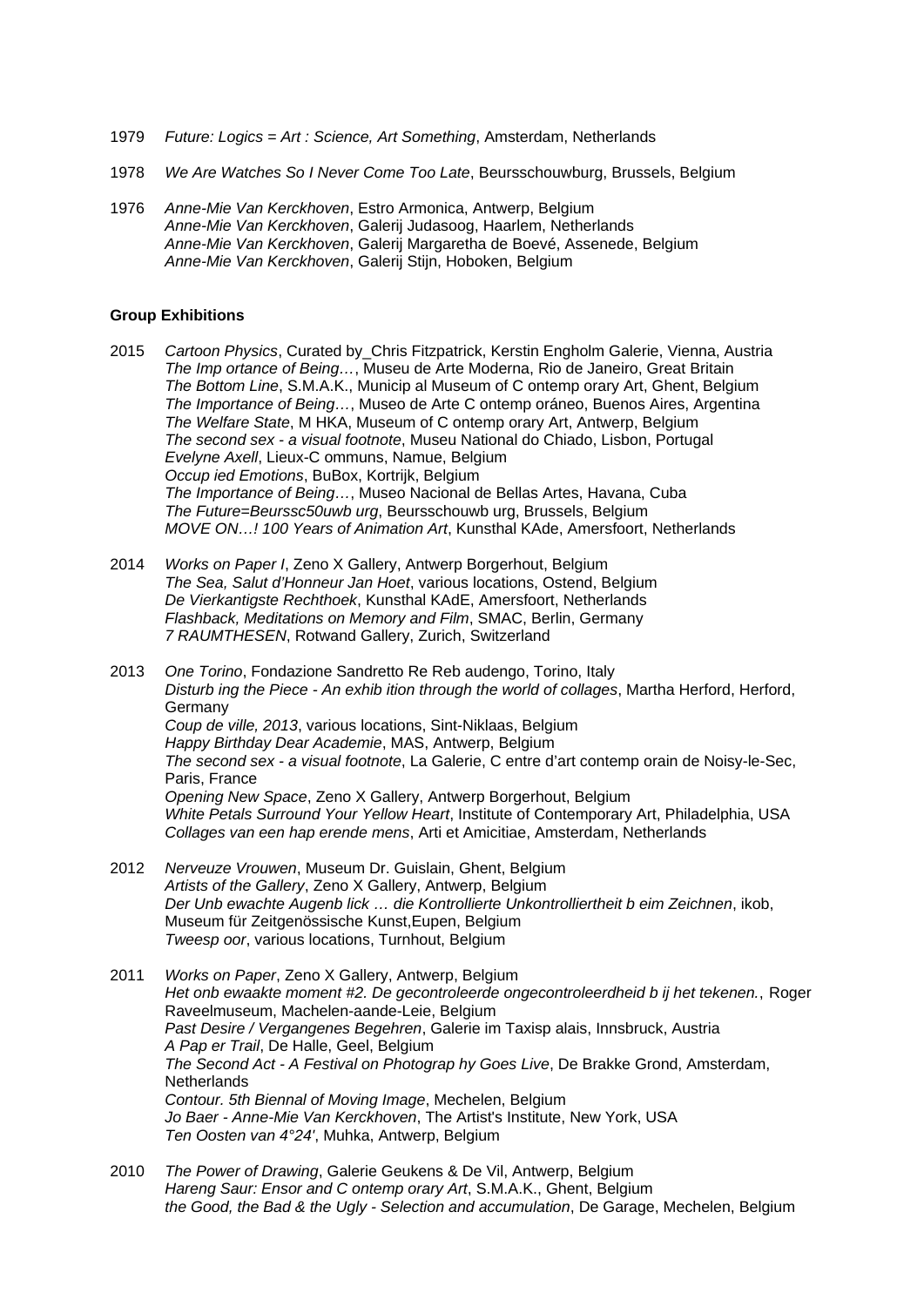1979 *Future: Logics = Art : Science, Art Something*, Amsterdam, Netherlands

1978 *We Are Watches So I Never Come Too Late*, Beursschouwburg, Brussels, Belgium

1976 *Anne-Mie Van Kerckhoven*, Estro Armonica, Antwerp, Belgium
*Anne-Mie Van Kerckhoven*, Galerij Judasoog, Haarlem, Netherlands
*Anne-Mie Van Kerckhoven*, Galerij Margaretha de Boevé, Assenede, Belgium
*Anne-Mie Van Kerckhoven*, Galerij Stijn, Hoboken, Belgium

**Group Exhibitions**

2015 *Cartoon Physics*, Curated by_Chris Fitzpatrick, Kerstin Engholm Galerie, Vienna, Austria
*The Imp ortance of Being…*, Museu de Arte Moderna, Rio de Janeiro, Great Britain
*The Bottom Line*, S.M.A.K., Municip al Museum of C ontemp orary Art, Ghent, Belgium
*The Importance of Being…*, Museo de Arte C ontemp oráneo, Buenos Aires, Argentina
*The Welfare State*, M HKA, Museum of C ontemp orary Art, Antwerp, Belgium
*The second sex - a visual footnote*, Museu National do Chiado, Lisbon, Portugal
*Evelyne Axell*, Lieux-C ommuns, Namue, Belgium
*Occup ied Emotions*, BuBox, Kortrijk, Belgium
*The Importance of Being…*, Museo Nacional de Bellas Artes, Havana, Cuba
*The Future=Beurssc50uwb urg*, Beursschouwb urg, Brussels, Belgium
*MOVE ON…! 100 Years of Animation Art*, Kunsthal KAde, Amersfoort, Netherlands

2014 *Works on Paper I*, Zeno X Gallery, Antwerp Borgerhout, Belgium
*The Sea, Salut d'Honneur Jan Hoet*, various locations, Ostend, Belgium
*De Vierkantigste Rechthoek*, Kunsthal KAdE, Amersfoort, Netherlands
*Flashback, Meditations on Memory and Film*, SMAC, Berlin, Germany
*7 RAUMTHESEN*, Rotwand Gallery, Zurich, Switzerland

2013 *One Torino*, Fondazione Sandretto Re Reb audengo, Torino, Italy
*Disturb ing the Piece - An exhib ition through the world of collages*, Martha Herford, Herford, Germany
*Coup de ville, 2013*, various locations, Sint-Niklaas, Belgium
*Happy Birthday Dear Academie*, MAS, Antwerp, Belgium
*The second sex - a visual footnote*, La Galerie, C entre d'art contemp orain de Noisy-le-Sec, Paris, France
*Opening New Space*, Zeno X Gallery, Antwerp Borgerhout, Belgium
*White Petals Surround Your Yellow Heart*, Institute of Contemporary Art, Philadelphia, USA
*Collages van een hap erende mens*, Arti et Amicitiae, Amsterdam, Netherlands

2012 *Nerveuze Vrouwen*, Museum Dr. Guislain, Ghent, Belgium
*Artists of the Gallery*, Zeno X Gallery, Antwerp, Belgium
*Der Unb ewachte Augenb lick … die Kontrollierte Unkontrolliertheit b eim Zeichnen*, ikob, Museum für Zeitgenössische Kunst,Eupen, Belgium
*Tweesp oor*, various locations, Turnhout, Belgium

2011 *Works on Paper*, Zeno X Gallery, Antwerp, Belgium
*Het onb ewaakte moment #2. De gecontroleerde ongecontroleerdheid b ij het tekenen.*, Roger Raveelmuseum, Machelen-aande-Leie, Belgium
*Past Desire / Vergangenes Begehren*, Galerie im Taxisp alais, Innsbruck, Austria
*A Pap er Trail*, De Halle, Geel, Belgium
*The Second Act - A Festival on Photograp hy Goes Live*, De Brakke Grond, Amsterdam, Netherlands
*Contour. 5th Biennal of Moving Image*, Mechelen, Belgium
*Jo Baer - Anne-Mie Van Kerckhoven*, The Artist's Institute, New York, USA
*Ten Oosten van 4°24'*, Muhka, Antwerp, Belgium

2010 *The Power of Drawing*, Galerie Geukens & De Vil, Antwerp, Belgium
*Hareng Saur: Ensor and C ontemp orary Art*, S.M.A.K., Ghent, Belgium
*the Good, the Bad & the Ugly - Selection and accumulation*, De Garage, Mechelen, Belgium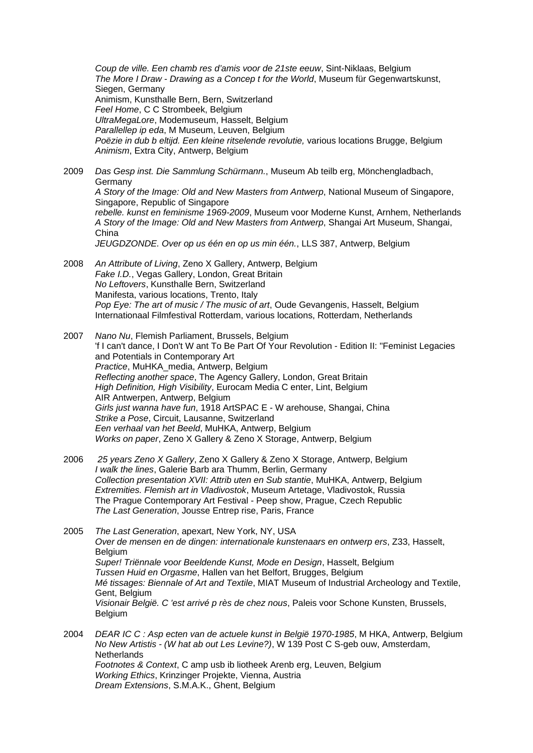*Coup de ville. Een chamb res d'amis voor de 21ste eeuw*, Sint-Niklaas, Belgium
*The More I Draw - Drawing as a Concep t for the World*, Museum für Gegenwartskunst, Siegen, Germany
Animism, Kunsthalle Bern, Bern, Switzerland
*Feel Home*, C C Strombeek, Belgium
*UltraMegaLore*, Modemuseum, Hasselt, Belgium
*Parallellep ip eda*, M Museum, Leuven, Belgium
*Poëzie in dub b eltijd. Een kleine ritselende revolutie,* various locations Brugge, Belgium
*Animism*, Extra City, Antwerp, Belgium

2009 *Das Gesp inst. Die Sammlung Schürmann.*, Museum Ab teilb erg, Mönchengladbach, Germany
*A Story of the Image: Old and New Masters from Antwerp*, National Museum of Singapore, Singapore, Republic of Singapore
*rebelle. kunst en feminisme 1969-2009*, Museum voor Moderne Kunst, Arnhem, Netherlands
*A Story of the Image: Old and New Masters from Antwerp*, Shangai Art Museum, Shangai, China
*JEUGDZONDE. Over op us één en op us min één.*, LLS 387, Antwerp, Belgium

2008 *An Attribute of Living*, Zeno X Gallery, Antwerp, Belgium
*Fake I.D.*, Vegas Gallery, London, Great Britain
*No Leftovers*, Kunsthalle Bern, Switzerland
Manifesta, various locations, Trento, Italy
*Pop Eye: The art of music / The music of art*, Oude Gevangenis, Hasselt, Belgium
Internationaal Filmfestival Rotterdam, various locations, Rotterdam, Netherlands

2007 *Nano Nu*, Flemish Parliament, Brussels, Belgium
'f I can't dance, I Don't W ant To Be Part Of Your Revolution - Edition II: "Feminist Legacies and Potentials in Contemporary Art
*Practice*, MuHKA_media, Antwerp, Belgium
*Reflecting another space*, The Agency Gallery, London, Great Britain
*High Definition, High Visibility*, Eurocam Media C enter, Lint, Belgium
AIR Antwerpen, Antwerp, Belgium
*Girls just wanna have fun*, 1918 ArtSPAC E - W arehouse, Shangai, China
*Strike a Pose*, Circuit, Lausanne, Switzerland
*Een verhaal van het Beeld*, MuHKA, Antwerp, Belgium
*Works on paper*, Zeno X Gallery & Zeno X Storage, Antwerp, Belgium

2006 *25 years Zeno X Gallery*, Zeno X Gallery & Zeno X Storage, Antwerp, Belgium
*I walk the lines*, Galerie Barb ara Thumm, Berlin, Germany
*Collection presentation XVII: Attrib uten en Sub stantie*, MuHKA, Antwerp, Belgium
*Extremities. Flemish art in Vladivostok*, Museum Artetage, Vladivostok, Russia
The Prague Contemporary Art Festival - Peep show, Prague, Czech Republic
*The Last Generation*, Jousse Entrep rise, Paris, France

2005 *The Last Generation*, apexart, New York, NY, USA
*Over de mensen en de dingen: internationale kunstenaars en ontwerp ers*, Z33, Hasselt, Belgium
*Super! Triënnale voor Beeldende Kunst, Mode en Design*, Hasselt, Belgium
*Tussen Huid en Orgasme*, Hallen van het Belfort, Brugges, Belgium
*Mé tissages: Biennale of Art and Textile*, MIAT Museum of Industrial Archeology and Textile, Gent, Belgium
*Visionair België. C 'est arrivé p rès de chez nous*, Paleis voor Schone Kunsten, Brussels, Belgium

2004 *DEAR IC C : Asp ecten van de actuele kunst in België 1970-1985*, M HKA, Antwerp, Belgium
*No New Artistis - (W hat ab out Les Levine?)*, W 139 Post C S-geb ouw, Amsterdam, Netherlands
*Footnotes & Context*, C amp usb ib liotheek Arenb erg, Leuven, Belgium
*Working Ethics*, Krinzinger Projekte, Vienna, Austria
*Dream Extensions*, S.M.A.K., Ghent, Belgium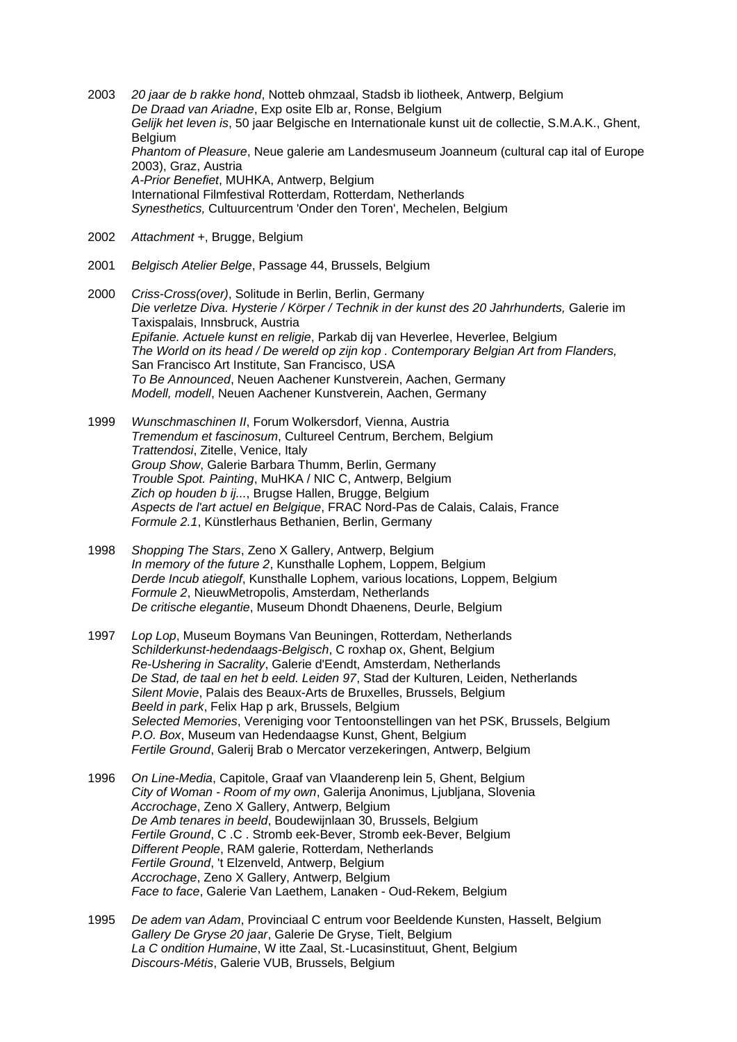2003 *20 jaar de b rakke hond*, Notteb ohmzaal, Stadsb ib liotheek, Antwerp, Belgium
*De Draad van Ariadne*, Exp osite Elb ar, Ronse, Belgium
*Gelijk het leven is*, 50 jaar Belgische en Internationale kunst uit de collectie, S.M.A.K., Ghent, Belgium
*Phantom of Pleasure*, Neue galerie am Landesmuseum Joanneum (cultural cap ital of Europe 2003), Graz, Austria
*A-Prior Benefiet*, MUHKA, Antwerp, Belgium
International Filmfestival Rotterdam, Rotterdam, Netherlands
*Synesthetics,* Cultuurcentrum 'Onder den Toren', Mechelen, Belgium

2002 *Attachment +*, Brugge, Belgium

2001 *Belgisch Atelier Belge*, Passage 44, Brussels, Belgium

2000 *Criss-Cross(over)*, Solitude in Berlin, Berlin, Germany
*Die verletze Diva. Hysterie / Körper / Technik in der kunst des 20 Jahrhunderts,* Galerie im Taxispalais, Innsbruck, Austria
*Epifanie. Actuele kunst en religie*, Parkab dij van Heverlee, Heverlee, Belgium
*The World on its head / De wereld op zijn kop . Contemporary Belgian Art from Flanders,* San Francisco Art Institute, San Francisco, USA
*To Be Announced*, Neuen Aachener Kunstverein, Aachen, Germany
*Modell, modell*, Neuen Aachener Kunstverein, Aachen, Germany

1999 *Wunschmaschinen II*, Forum Wolkersdorf, Vienna, Austria
*Tremendum et fascinosum*, Cultureel Centrum, Berchem, Belgium
*Trattendosi*, Zitelle, Venice, Italy
*Group Show*, Galerie Barbara Thumm, Berlin, Germany
*Trouble Spot. Painting*, MuHKA / NIC C, Antwerp, Belgium
*Zich op houden b ij...*, Brugse Hallen, Brugge, Belgium
*Aspects de l'art actuel en Belgique*, FRAC Nord-Pas de Calais, Calais, France
*Formule 2.1*, Künstlerhaus Bethanien, Berlin, Germany

1998 *Shopping The Stars*, Zeno X Gallery, Antwerp, Belgium
*In memory of the future 2*, Kunsthalle Lophem, Loppem, Belgium
*Derde Incub atiegolf*, Kunsthalle Lophem, various locations, Loppem, Belgium
*Formule 2*, NieuwMetropolis, Amsterdam, Netherlands
*De critische elegantie*, Museum Dhondt Dhaenens, Deurle, Belgium

1997 *Lop Lop*, Museum Boymans Van Beuningen, Rotterdam, Netherlands
*Schilderkunst-hedendaags-Belgisch*, C roxhap ox, Ghent, Belgium
*Re-Ushering in Sacrality*, Galerie d'Eendt, Amsterdam, Netherlands
*De Stad, de taal en het b eeld. Leiden 97*, Stad der Kulturen, Leiden, Netherlands
*Silent Movie*, Palais des Beaux-Arts de Bruxelles, Brussels, Belgium
*Beeld in park*, Felix Hap p ark, Brussels, Belgium
*Selected Memories*, Vereniging voor Tentoonstellingen van het PSK, Brussels, Belgium
*P.O. Box*, Museum van Hedendaagse Kunst, Ghent, Belgium
*Fertile Ground*, Galerij Brab o Mercator verzekeringen, Antwerp, Belgium

1996 *On Line-Media*, Capitole, Graaf van Vlaanderenp lein 5, Ghent, Belgium
*City of Woman - Room of my own*, Galerija Anonimus, Ljubljana, Slovenia
*Accrochage*, Zeno X Gallery, Antwerp, Belgium
*De Amb tenares in beeld*, Boudewijnlaan 30, Brussels, Belgium
*Fertile Ground*, C .C . Stromb eek-Bever, Stromb eek-Bever, Belgium
*Different People*, RAM galerie, Rotterdam, Netherlands
*Fertile Ground*, 't Elzenveld, Antwerp, Belgium
*Accrochage*, Zeno X Gallery, Antwerp, Belgium
*Face to face*, Galerie Van Laethem, Lanaken - Oud-Rekem, Belgium

1995 *De adem van Adam*, Provinciaal C entrum voor Beeldende Kunsten, Hasselt, Belgium
*Gallery De Gryse 20 jaar*, Galerie De Gryse, Tielt, Belgium
*La C ondition Humaine*, W itte Zaal, St.-Lucasinstituut, Ghent, Belgium
*Discours-Métis*, Galerie VUB, Brussels, Belgium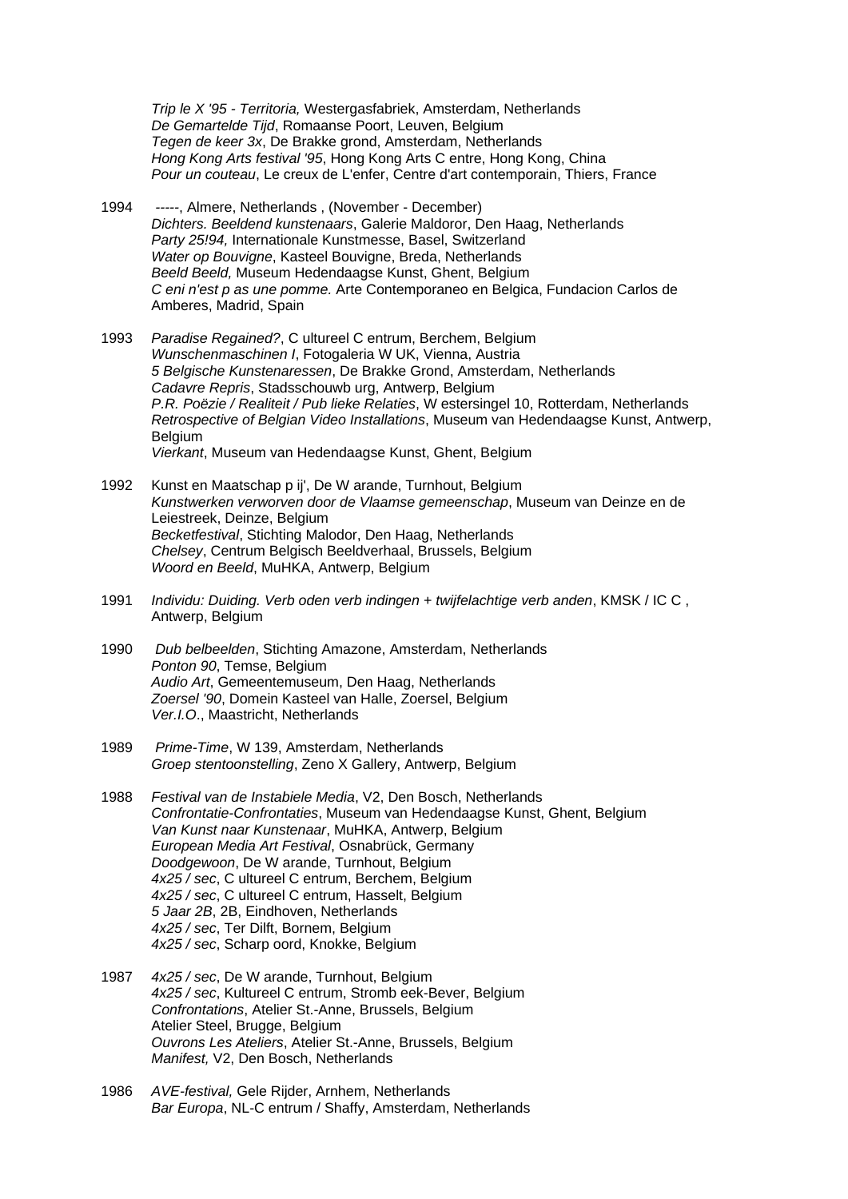*Trip le X '95 - Territoria,* Westergasfabriek, Amsterdam, Netherlands
*De Gemartelde Tijd*, Romaanse Poort, Leuven, Belgium
*Tegen de keer 3x*, De Brakke grond, Amsterdam, Netherlands
*Hong Kong Arts festival '95*, Hong Kong Arts C entre, Hong Kong, China
*Pour un couteau*, Le creux de L'enfer, Centre d'art contemporain, Thiers, France

1994 -----, Almere, Netherlands , (November - December)
*Dichters. Beeldend kunstenaars*, Galerie Maldoror, Den Haag, Netherlands
*Party 25!94,* Internationale Kunstmesse, Basel, Switzerland
*Water op Bouvigne*, Kasteel Bouvigne, Breda, Netherlands
*Beeld Beeld,* Museum Hedendaagse Kunst, Ghent, Belgium
*C eni n'est p as une pomme.* Arte Contemporaneo en Belgica, Fundacion Carlos de Amberes, Madrid, Spain

1993 *Paradise Regained?*, C ultureel C entrum, Berchem, Belgium
*Wunschenmaschinen I*, Fotogaleria W UK, Vienna, Austria
*5 Belgische Kunstenaressen*, De Brakke Grond, Amsterdam, Netherlands
*Cadavre Repris*, Stadsschouwb urg, Antwerp, Belgium
*P.R. Poëzie / Realiteit / Pub lieke Relaties*, W estersingel 10, Rotterdam, Netherlands
*Retrospective of Belgian Video Installations*, Museum van Hedendaagse Kunst, Antwerp, Belgium
*Vierkant*, Museum van Hedendaagse Kunst, Ghent, Belgium

1992 Kunst en Maatschap p ij', De W arande, Turnhout, Belgium
*Kunstwerken verworven door de Vlaamse gemeenschap*, Museum van Deinze en de Leiestreek, Deinze, Belgium
*Becketfestival*, Stichting Malodor, Den Haag, Netherlands
*Chelsey*, Centrum Belgisch Beeldverhaal, Brussels, Belgium
*Woord en Beeld*, MuHKA, Antwerp, Belgium

1991 *Individu: Duiding. Verb oden verb indingen + twijfelachtige verb anden*, KMSK / IC C , Antwerp, Belgium

1990 *Dub belbeelden*, Stichting Amazone, Amsterdam, Netherlands
*Ponton 90*, Temse, Belgium
*Audio Art*, Gemeentemuseum, Den Haag, Netherlands
*Zoersel '90*, Domein Kasteel van Halle, Zoersel, Belgium
*Ver.I.O.*, Maastricht, Netherlands

1989 *Prime-Time*, W 139, Amsterdam, Netherlands
*Groep stentoonstelling*, Zeno X Gallery, Antwerp, Belgium

1988 *Festival van de Instabiele Media*, V2, Den Bosch, Netherlands
*Confrontatie-Confrontaties*, Museum van Hedendaagse Kunst, Ghent, Belgium
*Van Kunst naar Kunstenaar*, MuHKA, Antwerp, Belgium
*European Media Art Festival*, Osnabrück, Germany
*Doodgewoon*, De W arande, Turnhout, Belgium
*4x25 / sec*, C ultureel C entrum, Berchem, Belgium
*4x25 / sec*, C ultureel C entrum, Hasselt, Belgium
*5 Jaar 2B*, 2B, Eindhoven, Netherlands
*4x25 / sec*, Ter Dilft, Bornem, Belgium
*4x25 / sec*, Scharp oord, Knokke, Belgium

1987 *4x25 / sec*, De W arande, Turnhout, Belgium
*4x25 / sec*, Kultureel C entrum, Stromb eek-Bever, Belgium
*Confrontations*, Atelier St.-Anne, Brussels, Belgium
Atelier Steel, Brugge, Belgium
*Ouvrons Les Ateliers*, Atelier St.-Anne, Brussels, Belgium
*Manifest,* V2, Den Bosch, Netherlands

1986 *AVE-festival,* Gele Rijder, Arnhem, Netherlands
*Bar Europa*, NL-C entrum / Shaffy, Amsterdam, Netherlands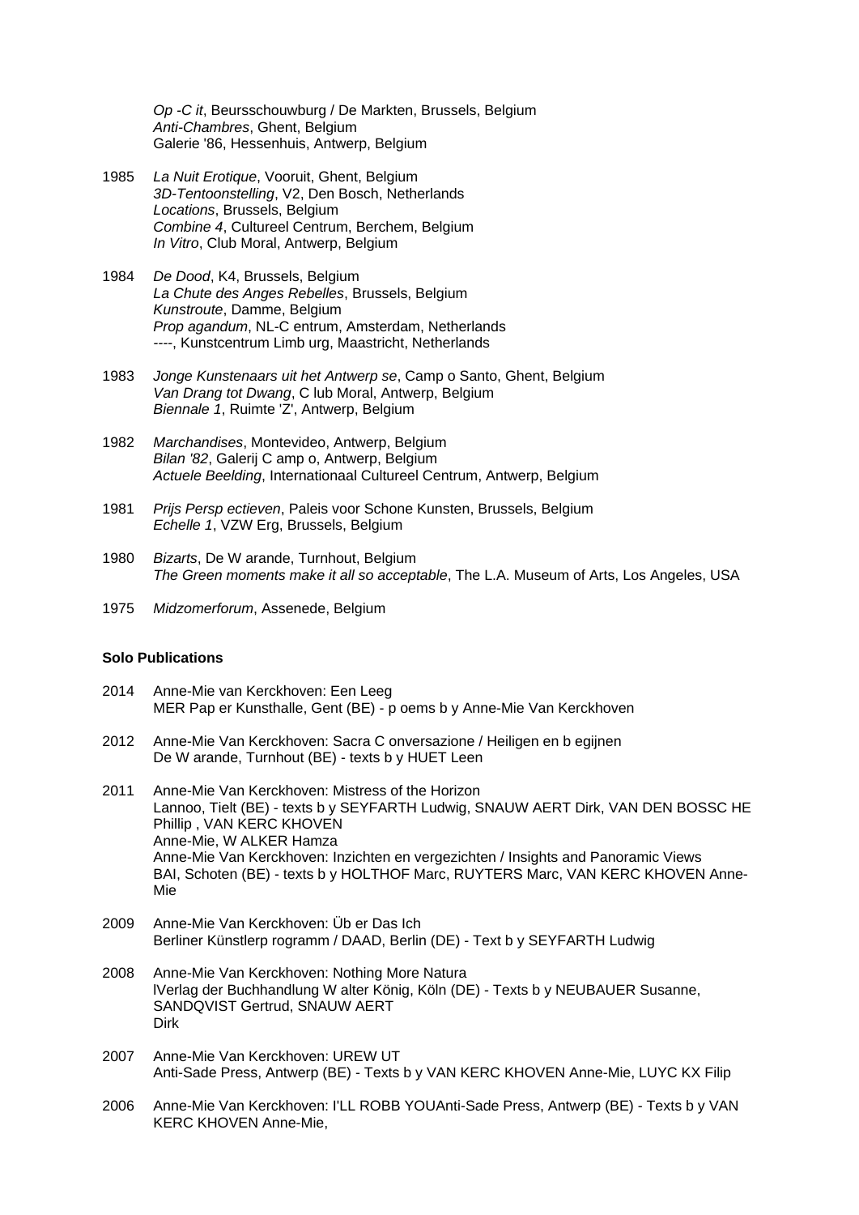*Op -C it*, Beursschouwburg / De Markten, Brussels, Belgium
*Anti-Chambres*, Ghent, Belgium
Galerie '86, Hessenhuis, Antwerp, Belgium

1985 *La Nuit Erotique*, Vooruit, Ghent, Belgium
*3D-Tentoonstelling*, V2, Den Bosch, Netherlands
*Locations*, Brussels, Belgium
*Combine 4*, Cultureel Centrum, Berchem, Belgium
*In Vitro*, Club Moral, Antwerp, Belgium

1984 *De Dood*, K4, Brussels, Belgium
*La Chute des Anges Rebelles*, Brussels, Belgium
*Kunstroute*, Damme, Belgium
*Prop agandum*, NL-C entrum, Amsterdam, Netherlands
----, Kunstcentrum Limb urg, Maastricht, Netherlands

1983 *Jonge Kunstenaars uit het Antwerp se*, Camp o Santo, Ghent, Belgium
*Van Drang tot Dwang*, C lub Moral, Antwerp, Belgium
*Biennale 1*, Ruimte 'Z', Antwerp, Belgium

1982 *Marchandises*, Montevideo, Antwerp, Belgium
*Bilan '82*, Galerij C amp o, Antwerp, Belgium
*Actuele Beelding*, Internationaal Cultureel Centrum, Antwerp, Belgium

1981 *Prijs Persp ectieven*, Paleis voor Schone Kunsten, Brussels, Belgium
*Echelle 1*, VZW Erg, Brussels, Belgium

1980 *Bizarts*, De W arande, Turnhout, Belgium
*The Green moments make it all so acceptable*, The L.A. Museum of Arts, Los Angeles, USA

1975 *Midzomerforum*, Assenede, Belgium

**Solo Publications**

2014 Anne-Mie van Kerckhoven: Een Leeg
MER Pap er Kunsthalle, Gent (BE) - p oems b y Anne-Mie Van Kerckhoven

2012 Anne-Mie Van Kerckhoven: Sacra C onversazione / Heiligen en b egijnen
De W arande, Turnhout (BE) - texts b y HUET Leen

2011 Anne-Mie Van Kerckhoven: Mistress of the Horizon
Lannoo, Tielt (BE) - texts b y SEYFARTH Ludwig, SNAUW AERT Dirk, VAN DEN BOSSC HE Phillip , VAN KERC KHOVEN
Anne-Mie, W ALKER Hamza
Anne-Mie Van Kerckhoven: Inzichten en vergezichten / Insights and Panoramic Views
BAI, Schoten (BE) - texts b y HOLTHOF Marc, RUYTERS Marc, VAN KERC KHOVEN Anne-Mie

2009 Anne-Mie Van Kerckhoven: Üb er Das Ich
Berliner Künstlerp rogramm / DAAD, Berlin (DE) - Text b y SEYFARTH Ludwig

2008 Anne-Mie Van Kerckhoven: Nothing More Natura
lVerlag der Buchhandlung W alter König, Köln (DE) - Texts b y NEUBAUER Susanne, SANDQVIST Gertrud, SNAUW AERT
Dirk

2007 Anne-Mie Van Kerckhoven: UREW UT
Anti-Sade Press, Antwerp (BE) - Texts b y VAN KERC KHOVEN Anne-Mie, LUYC KX Filip

2006 Anne-Mie Van Kerckhoven: I'LL ROBB YOUAnti-Sade Press, Antwerp (BE) - Texts b y VAN KERC KHOVEN Anne-Mie,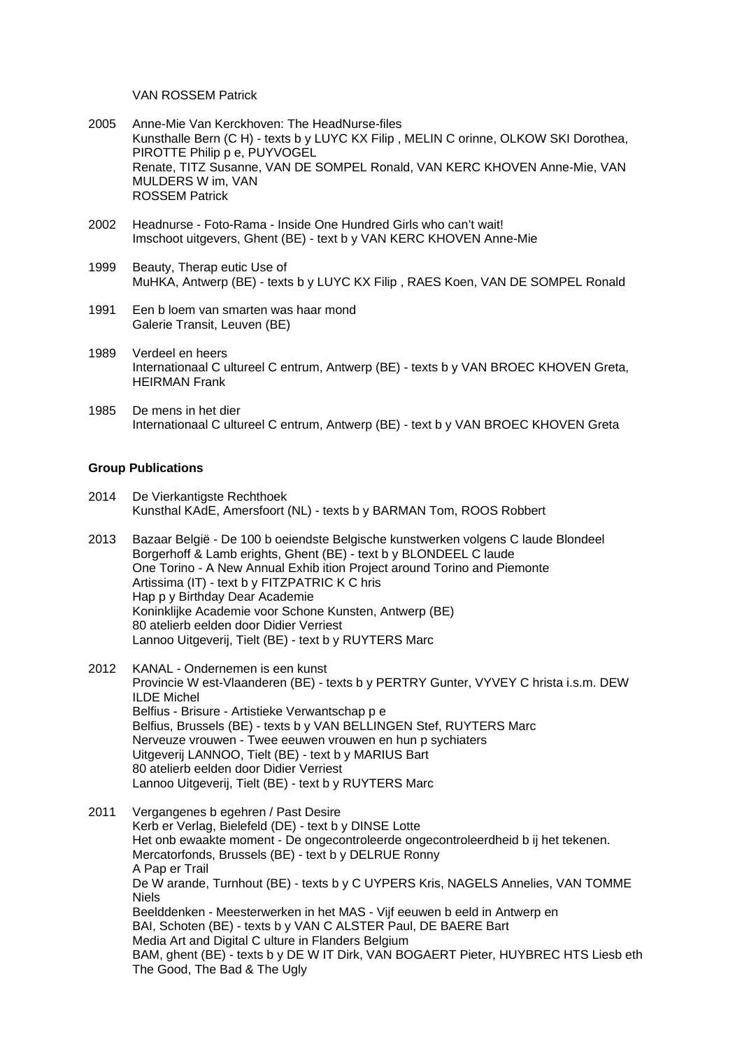VAN ROSSEM Patrick

2005 Anne-Mie Van Kerckhoven: The HeadNurse-files
Kunsthalle Bern (C H) - texts b y LUYC KX Filip , MELIN C orinne, OLKOW SKI Dorothea, PIROTTE Philip p e, PUYVOGEL
Renate, TITZ Susanne, VAN DE SOMPEL Ronald, VAN KERC KHOVEN Anne-Mie, VAN MULDERS W im, VAN
ROSSEM Patrick

2002 Headnurse - Foto-Rama - Inside One Hundred Girls who can't wait!
Imschoot uitgevers, Ghent (BE) - text b y VAN KERC KHOVEN Anne-Mie

1999 Beauty, Therap eutic Use of
MuHKA, Antwerp (BE) - texts b y LUYC KX Filip , RAES Koen, VAN DE SOMPEL Ronald

1991 Een b loem van smarten was haar mond
Galerie Transit, Leuven (BE)

1989 Verdeel en heers
Internationaal C ultureel C entrum, Antwerp (BE) - texts b y VAN BROEC KHOVEN Greta, HEIRMAN Frank

1985 De mens in het dier
Internationaal C ultureel C entrum, Antwerp (BE) - text b y VAN BROEC KHOVEN Greta

**Group Publications**

2014 De Vierkantigste Rechthoek
Kunsthal KAdE, Amersfoort (NL) - texts b y BARMAN Tom, ROOS Robbert

2013 Bazaar België - De 100 b oeiendste Belgische kunstwerken volgens C laude Blondeel
Borgerhoff & Lamb erights, Ghent (BE) - text b y BLONDEEL C laude
One Torino - A New Annual Exhib ition Project around Torino and Piemonte
Artissima (IT) - text b y FITZPATRIC K C hris
Hap p y Birthday Dear Academie
Koninklijke Academie voor Schone Kunsten, Antwerp (BE)
80 atelierb eelden door Didier Verriest
Lannoo Uitgeverij, Tielt (BE) - text b y RUYTERS Marc

2012 KANAL - Ondernemen is een kunst
Provincie W est-Vlaanderen (BE) - texts b y PERTRY Gunter, VYVEY C hrista i.s.m. DEW ILDE Michel
Belfius - Brisure - Artistieke Verwantschap p e
Belfius, Brussels (BE) - texts b y VAN BELLINGEN Stef, RUYTERS Marc
Nerveuze vrouwen - Twee eeuwen vrouwen en hun p sychiaters
Uitgeverij LANNOO, Tielt (BE) - text b y MARIUS Bart
80 atelierb eelden door Didier Verriest
Lannoo Uitgeverij, Tielt (BE) - text b y RUYTERS Marc

2011 Vergangenes b egehren / Past Desire
Kerb er Verlag, Bielefeld (DE) - text b y DINSE Lotte
Het onb ewaakte moment - De ongecontroleerde ongecontroleerdheid b ij het tekenen.
Mercatorfonds, Brussels (BE) - text b y DELRUE Ronny
A Pap er Trail
De W arande, Turnhout (BE) - texts b y C UYPERS Kris, NAGELS Annelies, VAN TOMME Niels
Beelddenken - Meesterwerken in het MAS - Vijf eeuwen b eeld in Antwerp en
BAI, Schoten (BE) - texts b y VAN C ALSTER Paul, DE BAERE Bart
Media Art and Digital C ulture in Flanders Belgium
BAM, ghent (BE) - texts b y DE W IT Dirk, VAN BOGAERT Pieter, HUYBREC HTS Liesb eth
The Good, The Bad & The Ugly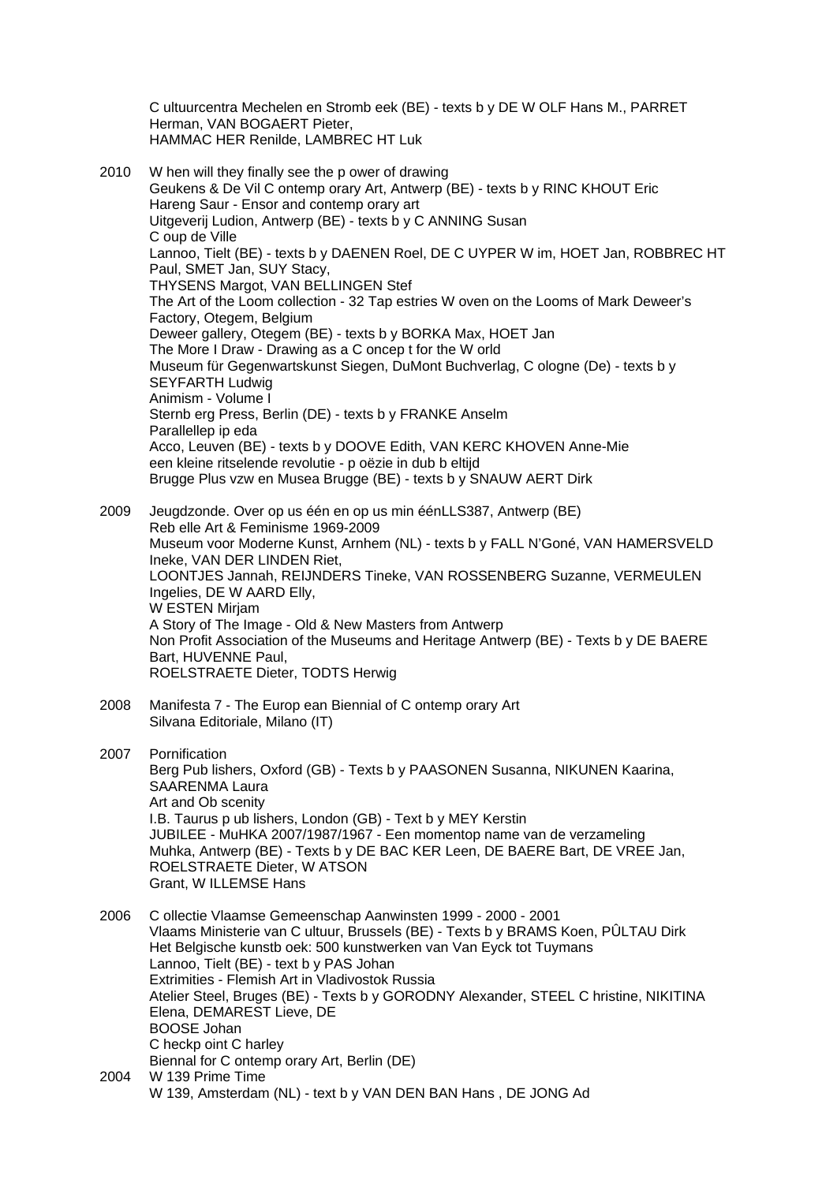C ultuurcentra Mechelen en Stromb eek (BE) - texts b y DE W OLF Hans M., PARRET Herman, VAN BOGAERT Pieter,
HAMMAC HER Renilde, LAMBREC HT Luk

2010 W hen will they finally see the p ower of drawing
Geukens & De Vil C ontemp orary Art, Antwerp (BE) - texts b y RINC KHOUT Eric
Hareng Saur - Ensor and contemp orary art
Uitgeverij Ludion, Antwerp (BE) - texts b y C ANNING Susan
C oup de Ville
Lannoo, Tielt (BE) - texts b y DAENEN Roel, DE C UYPER W im, HOET Jan, ROBBREC HT Paul, SMET Jan, SUY Stacy,
THYSENS Margot, VAN BELLINGEN Stef
The Art of the Loom collection - 32 Tap estries W oven on the Looms of Mark Deweer's Factory, Otegem, Belgium
Deweer gallery, Otegem (BE) - texts b y BORKA Max, HOET Jan
The More I Draw - Drawing as a C oncep t for the W orld
Museum für Gegenwartskunst Siegen, DuMont Buchverlag, C ologne (De) - texts b y SEYFARTH Ludwig
Animism - Volume I
Sternb erg Press, Berlin (DE) - texts b y FRANKE Anselm
Parallellep ip eda
Acco, Leuven (BE) - texts b y DOOVE Edith, VAN KERC KHOVEN Anne-Mie
een kleine ritselende revolutie - p oëzie in dub b eltijd
Brugge Plus vzw en Musea Brugge (BE) - texts b y SNAUW AERT Dirk

2009 Jeugdzonde. Over op us één en op us min éénLLS387, Antwerp (BE)
Reb elle Art & Feminisme 1969-2009
Museum voor Moderne Kunst, Arnhem (NL) - texts b y FALL N'Goné, VAN HAMERSVELD Ineke, VAN DER LINDEN Riet,
LOONTJES Jannah, REIJNDERS Tineke, VAN ROSSENBERG Suzanne, VERMEULEN Ingelies, DE W AARD Elly,
W ESTEN Mirjam
A Story of The Image - Old & New Masters from Antwerp
Non Profit Association of the Museums and Heritage Antwerp (BE) - Texts b y DE BAERE Bart, HUVENNE Paul,
ROELSTRAETE Dieter, TODTS Herwig

2008 Manifesta 7 - The Europ ean Biennial of C ontemp orary Art
Silvana Editoriale, Milano (IT)

2007 Pornification
Berg Pub lishers, Oxford (GB) - Texts b y PAASONEN Susanna, NIKUNEN Kaarina, SAARENMA Laura
Art and Ob scenity
I.B. Taurus p ub lishers, London (GB) - Text b y MEY Kerstin
JUBILEE - MuHKA 2007/1987/1967 - Een momentop name van de verzameling
Muhka, Antwerp (BE) - Texts b y DE BAC KER Leen, DE BAERE Bart, DE VREE Jan, ROELSTRAETE Dieter, W ATSON
Grant, W ILLEMSE Hans

2006 C ollectie Vlaamse Gemeenschap Aanwinsten 1999 - 2000 - 2001
Vlaams Ministerie van C ultuur, Brussels (BE) - Texts b y BRAMS Koen, PÛLTAU Dirk
Het Belgische kunstb oek: 500 kunstwerken van Van Eyck tot Tuymans
Lannoo, Tielt (BE) - text b y PAS Johan
Extrimities - Flemish Art in Vladivostok Russia
Atelier Steel, Bruges (BE) - Texts b y GORODNY Alexander, STEEL C hristine, NIKITINA Elena, DEMAREST Lieve, DE
BOOSE Johan
C heckp oint C harley
Biennal for C ontemp orary Art, Berlin (DE)

2004 W 139 Prime Time
W 139, Amsterdam (NL) - text b y VAN DEN BAN Hans , DE JONG Ad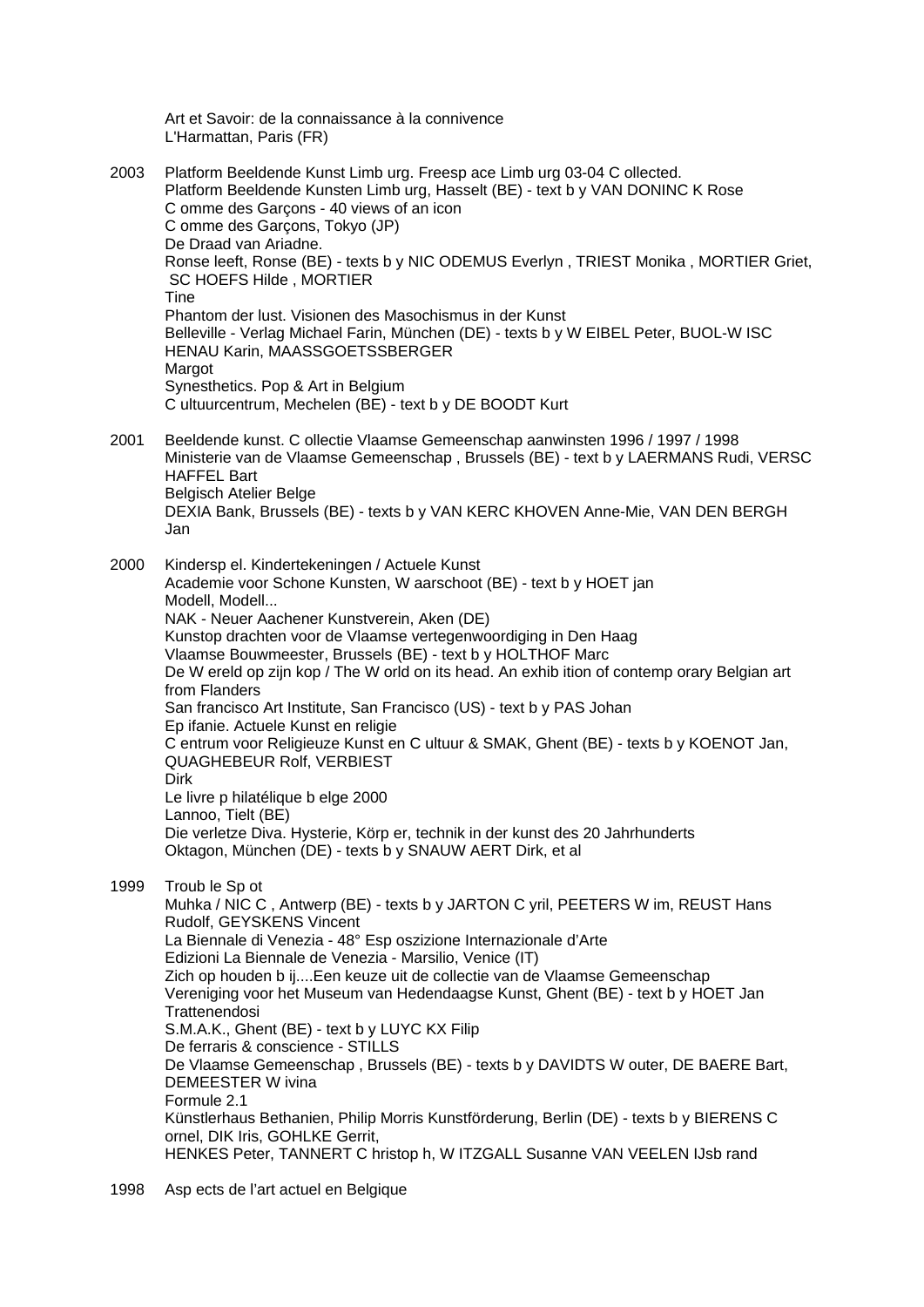Art et Savoir: de la connaissance à la connivence
L'Harmattan, Paris (FR)

2003 Platform Beeldende Kunst Limb urg. Freesp ace Limb urg 03-04 C ollected.
Platform Beeldende Kunsten Limb urg, Hasselt (BE) - text b y VAN DONINC K Rose
C omme des Garçons - 40 views of an icon
C omme des Garçons, Tokyo (JP)
De Draad van Ariadne.
Ronse leeft, Ronse (BE) - texts b y NIC ODEMUS Everlyn , TRIEST Monika , MORTIER Griet, SC HOEFS Hilde , MORTIER
Tine
Phantom der lust. Visionen des Masochismus in der Kunst
Belleville - Verlag Michael Farin, München (DE) - texts b y W EIBEL Peter, BUOL-W ISC HENAU Karin, MAASSGOETSSBERGER
Margot
Synesthetics. Pop & Art in Belgium
C ultuurcentrum, Mechelen (BE) - text b y DE BOODT Kurt

2001 Beeldende kunst. C ollectie Vlaamse Gemeenschap aanwinsten 1996 / 1997 / 1998
Ministerie van de Vlaamse Gemeenschap , Brussels (BE) - text b y LAERMANS Rudi, VERSC HAFFEL Bart
Belgisch Atelier Belge
DEXIA Bank, Brussels (BE) - texts b y VAN KERC KHOVEN Anne-Mie, VAN DEN BERGH Jan

2000 Kindersp el. Kindertekeningen / Actuele Kunst
Academie voor Schone Kunsten, W aarschoot (BE) - text b y HOET jan
Modell, Modell...
NAK - Neuer Aachener Kunstverein, Aken (DE)
Kunstop drachten voor de Vlaamse vertegenwoordiging in Den Haag
Vlaamse Bouwmeester, Brussels (BE) - text b y HOLTHOF Marc
De W ereld op zijn kop / The W orld on its head. An exhib ition of contemp orary Belgian art from Flanders
San francisco Art Institute, San Francisco (US) - text b y PAS Johan
Ep ifanie. Actuele Kunst en religie
C entrum voor Religieuze Kunst en C ultuur & SMAK, Ghent (BE) - texts b y KOENOT Jan, QUAGHEBEUR Rolf, VERBIEST
Dirk
Le livre p hilatélique b elge 2000
Lannoo, Tielt (BE)
Die verletze Diva. Hysterie, Körp er, technik in der kunst des 20 Jahrhunderts
Oktagon, München (DE) - texts b y SNAUW AERT Dirk, et al

1999 Troub le Sp ot
Muhka / NIC C , Antwerp (BE) - texts b y JARTON C yril, PEETERS W im, REUST Hans Rudolf, GEYSKENS Vincent
La Biennale di Venezia - 48° Esp oszizione Internazionale d'Arte
Edizioni La Biennale de Venezia - Marsilio, Venice (IT)
Zich op houden b ij....Een keuze uit de collectie van de Vlaamse Gemeenschap
Vereniging voor het Museum van Hedendaagse Kunst, Ghent (BE) - text b y HOET Jan
Trattenendosi
S.M.A.K., Ghent (BE) - text b y LUYC KX Filip
De ferraris & conscience - STILLS
De Vlaamse Gemeenschap , Brussels (BE) - texts b y DAVIDTS W outer, DE BAERE Bart, DEMEESTER W ivina
Formule 2.1
Künstlerhaus Bethanien, Philip Morris Kunstförderung, Berlin (DE) - texts b y BIERENS C ornel, DIK Iris, GOHLKE Gerrit,
HENKES Peter, TANNERT C hristop h, W ITZGALL Susanne VAN VEELEN IJsb rand

1998 Asp ects de l'art actuel en Belgique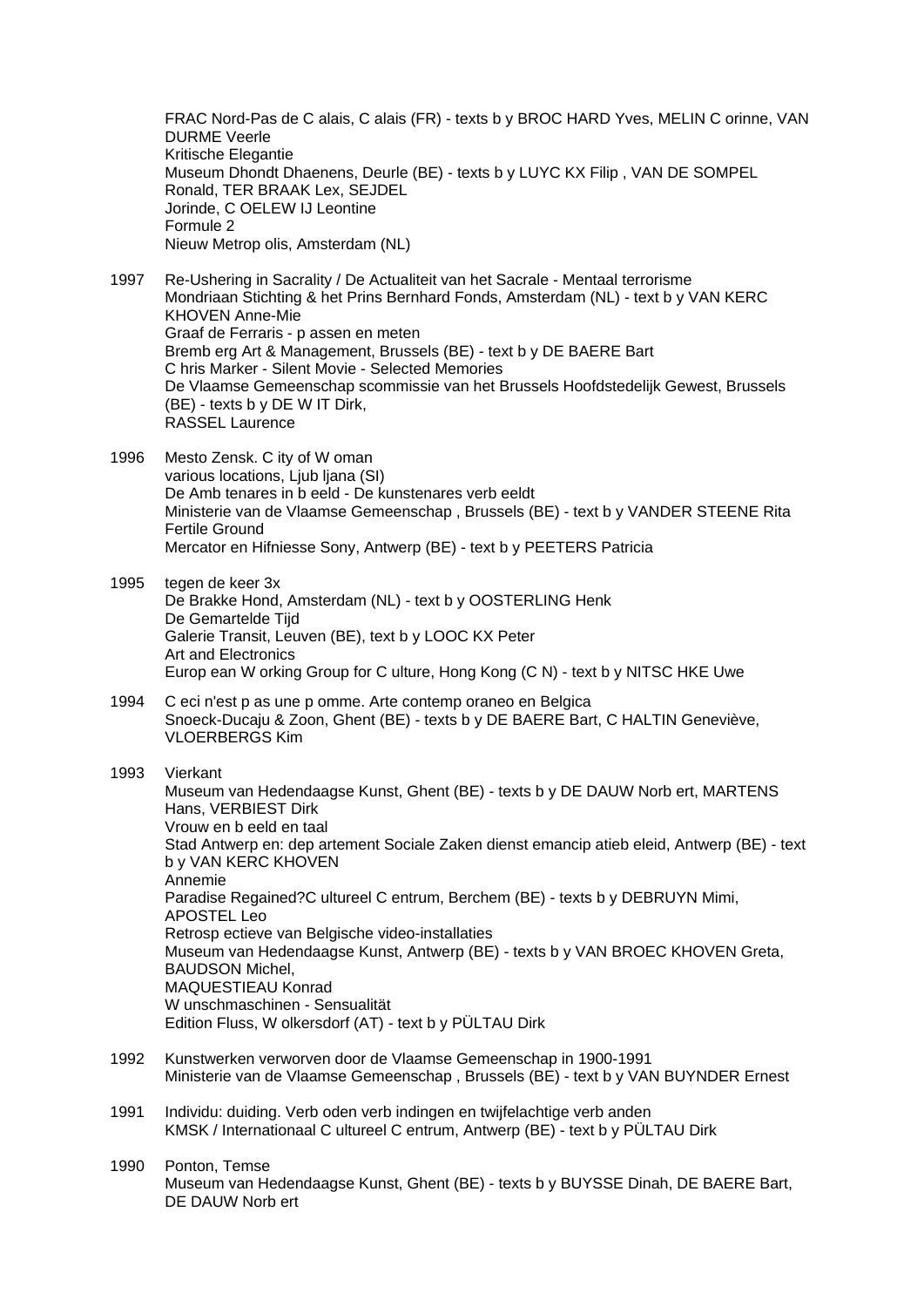FRAC Nord-Pas de C alais, C alais (FR) - texts b y BROC HARD Yves, MELIN C orinne, VAN DURME Veerle
Kritische Elegantie
Museum Dhondt Dhaenens, Deurle (BE) - texts b y LUYC KX Filip , VAN DE SOMPEL Ronald, TER BRAAK Lex, SEJDEL Jorinde, C OELEW IJ Leontine
Formule 2
Nieuw Metrop olis, Amsterdam (NL)

1997 Re-Ushering in Sacrality / De Actualiteit van het Sacrale - Mentaal terrorisme
Mondriaan Stichting & het Prins Bernhard Fonds, Amsterdam (NL) - text b y VAN KERC KHOVEN Anne-Mie
Graaf de Ferraris - p assen en meten
Bremb erg Art & Management, Brussels (BE) - text b y DE BAERE Bart
C hris Marker - Silent Movie - Selected Memories
De Vlaamse Gemeenschap scommissie van het Brussels Hoofdstedelijk Gewest, Brussels (BE) - texts b y DE W IT Dirk, RASSEL Laurence

1996 Mesto Zensk. C ity of W oman
various locations, Ljub ljana (SI)
De Amb tenares in b eeld - De kunstenares verb eeldt
Ministerie van de Vlaamse Gemeenschap , Brussels (BE) - text b y VANDER STEENE Rita
Fertile Ground
Mercator en Hifniesse Sony, Antwerp (BE) - text b y PEETERS Patricia

1995 tegen de keer 3x
De Brakke Hond, Amsterdam (NL) - text b y OOSTERLING Henk
De Gemartelde Tijd
Galerie Transit, Leuven (BE), text b y LOOC KX Peter
Art and Electronics
Europ ean W orking Group for C ulture, Hong Kong (C N) - text b y NITSC HKE Uwe

1994 C eci n'est p as une p omme. Arte contemp oraneo en Belgica
Snoeck-Ducaju & Zoon, Ghent (BE) - texts b y DE BAERE Bart, C HALTIN Geneviève, VLOERBERGS Kim

1993 Vierkant
Museum van Hedendaagse Kunst, Ghent (BE) - texts b y DE DAUW Norb ert, MARTENS Hans, VERBIEST Dirk
Vrouw en b eeld en taal
Stad Antwerp en: dep artement Sociale Zaken dienst emancip atieb eleid, Antwerp (BE) - text b y VAN KERC KHOVEN Annemie
Paradise Regained?C ultureel C entrum, Berchem (BE) - texts b y DEBRUYN Mimi, APOSTEL Leo
Retrosp ectieve van Belgische video-installaties
Museum van Hedendaagse Kunst, Antwerp (BE) - texts b y VAN BROEC KHOVEN Greta, BAUDSON Michel, MAQUESTIEAU Konrad
W unschmaschinen - Sensualität
Edition Fluss, W olkersdorf (AT) - text b y PÜLTAU Dirk

1992 Kunstwerken verworven door de Vlaamse Gemeenschap in 1900-1991
Ministerie van de Vlaamse Gemeenschap , Brussels (BE) - text b y VAN BUYNDER Ernest

1991 Individu: duiding. Verb oden verb indingen en twijfelachtige verb anden
KMSK / Internationaal C ultureel C entrum, Antwerp (BE) - text b y PÜLTAU Dirk

1990 Ponton, Temse
Museum van Hedendaagse Kunst, Ghent (BE) - texts b y BUYSSE Dinah, DE BAERE Bart, DE DAUW Norb ert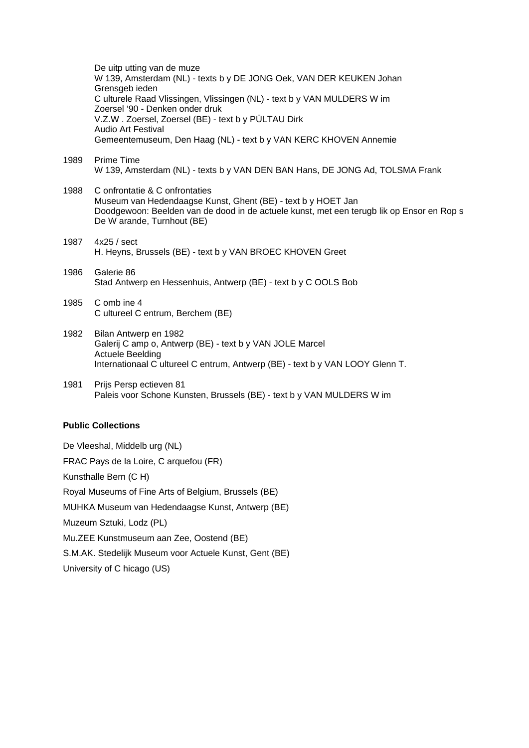De uitp utting van de muze
W 139, Amsterdam (NL) - texts b y DE JONG Oek, VAN DER KEUKEN Johan
Grensgeb ieden
C ulturele Raad Vlissingen, Vlissingen (NL) - text b y VAN MULDERS W im
Zoersel '90 - Denken onder druk
V.Z.W . Zoersel, Zoersel (BE) - text b y PÜLTAU Dirk
Audio Art Festival
Gemeentemuseum, Den Haag (NL) - text b y VAN KERC KHOVEN Annemie

1989 Prime Time
W 139, Amsterdam (NL) - texts b y VAN DEN BAN Hans, DE JONG Ad, TOLSMA Frank

1988 C onfrontatie & C onfrontaties
Museum van Hedendaagse Kunst, Ghent (BE) - text b y HOET Jan
Doodgewoon: Beelden van de dood in de actuele kunst, met een terugb lik op Ensor en Rop s
De W arande, Turnhout (BE)

1987 4x25 / sect
H. Heyns, Brussels (BE) - text b y VAN BROEC KHOVEN Greet

1986 Galerie 86
Stad Antwerp en Hessenhuis, Antwerp (BE) - text b y C OOLS Bob

1985 C omb ine 4
C ultureel C entrum, Berchem (BE)

1982 Bilan Antwerp en 1982
Galerij C amp o, Antwerp (BE) - text b y VAN JOLE Marcel
Actuele Beelding
Internationaal C ultureel C entrum, Antwerp (BE) - text b y VAN LOOY Glenn T.

1981 Prijs Persp ectieven 81
Paleis voor Schone Kunsten, Brussels (BE) - text b y VAN MULDERS W im

**Public Collections**

De Vleeshal, Middelb urg (NL)

FRAC Pays de la Loire, C arquefou (FR)

Kunsthalle Bern (C H)

Royal Museums of Fine Arts of Belgium, Brussels (BE)

MUHKA Museum van Hedendaagse Kunst, Antwerp (BE)

Muzeum Sztuki, Lodz (PL)

Mu.ZEE Kunstmuseum aan Zee, Oostend (BE)

S.M.AK. Stedelijk Museum voor Actuele Kunst, Gent (BE)

University of C hicago (US)